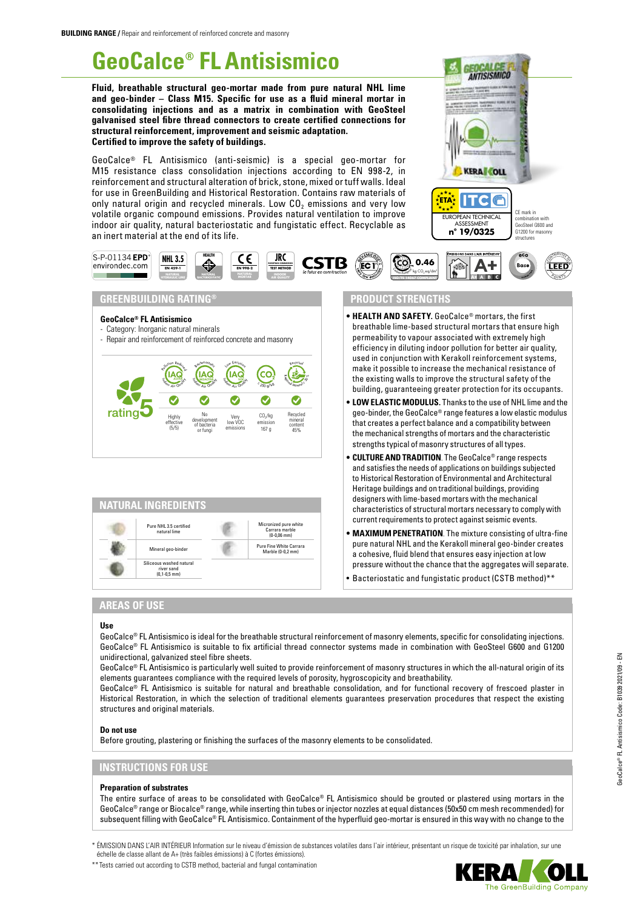**BUILDING RANGE /** Repair and reinforcement of reinforced concrete and masonry

# GeoCalce® FL Antisismico

**Fluid, breathable structural geo-mortar made from pure natural NHL lime and geo-binder – Class M15. Specific for use as a fluid mineral mortar in consolidating injections and as a matrix in combination with GeoSteel galvanised steel fibre thread connectors to create certified connections for structural reinforcement, improvement and seismic adaptation. Certified to improve the safety of buildings.**

GeoCalce® FL Antisismico (anti-seismic) is a special geo-mortar for M15 resistance class consolidation injections according to EN 998-2, in reinforcement and structural alteration of brick, stone, mixed or tuff walls. Ideal for use in GreenBuilding and Historical Restoration. Contains raw materials of only natural origin and recycled minerals. Low $CO_2$ emissions and very low volatile organic compound emissions. Provides natural ventilation to improve indoor air quality, natural bacteriostatic and fungistatic effect. Recyclable as an inert material at the end of its life.

EUROPEAN TECHNICAL ASSESSMENT n° 19/0325

CE mark in combination with GeoSteel G600 and G1200 for masonry structures

S-P-01134 EPD environdec.com | NHL 3.5 EN 459-1 | EN 998-2 | JRC | CSTB | EC1 | $CO_2$ 0.46 kg $CO_2$ eq/dm³ | A+ | LEED

## GREENBUILDING RATING®

**GeoCalce® FL Antisismico**
- Category: Inorganic natural minerals
- Repair and reinforcement of reinforced concrete and masonry

rating 5

| Pollution Reduced IAQ Active | Bacteriostatic IAQ | Low Emission IAQ VOC | $CO_2$ | Recycled |
|---|---|---|---|---|
| Highly effective (5/5) | No development of bacteria or fungi | Very low VOC emissions | $CO_2$/kg emission 167 g | Recycled mineral content 45% |

## NATURAL INGREDIENTS

- Pure NHL 3.5 certified natural lime
- Mineral geo-binder
- Siliceous washed natural river sand (0,1-0,5 mm)
- Micronized pure white Carrara marble (0-0,06 mm)
- Pure Fine White Carrara Marble (0-0,2 mm)

## PRODUCT STRENGTHS

- **HEALTH AND SAFETY.** GeoCalce® mortars, the first breathable lime-based structural mortars that ensure high permeability to vapour associated with extremely high efficiency in diluting indoor pollution for better air quality, used in conjunction with Kerakoll reinforcement systems, make it possible to increase the mechanical resistance of the existing walls to improve the structural safety of the building, guaranteeing greater protection for its occupants.
- **LOW ELASTIC MODULUS.** Thanks to the use of NHL lime and the geo-binder, the GeoCalce® range features a low elastic modulus that creates a perfect balance and a compatibility between the mechanical strengths of mortars and the characteristic strengths typical of masonry structures of all types.
- **CULTURE AND TRADITION**. The GeoCalce® range respects and satisfies the needs of applications on buildings subjected to Historical Restoration of Environmental and Architectural Heritage buildings and on traditional buildings, providing designers with lime-based mortars with the mechanical characteristics of structural mortars necessary to comply with current requirements to protect against seismic events.
- **MAXIMUM PENETRATION**. The mixture consisting of ultra-fine pure natural NHL and the Kerakoll mineral geo-binder creates a cohesive, fluid blend that ensures easy injection at low pressure without the chance that the aggregates will separate.
- Bacteriostatic and fungistatic product (CSTB method)**

## AREAS OF USE

**Use**

GeoCalce® FL Antisismico is ideal for the breathable structural reinforcement of masonry elements, specific for consolidating injections.
GeoCalce® FL Antisismico is suitable to fix artificial thread connector systems made in combination with GeoSteel G600 and G1200 unidirectional, galvanized steel fibre sheets.
GeoCalce® FL Antisismico is particularly well suited to provide reinforcement of masonry structures in which the all-natural origin of its elements guarantees compliance with the required levels of porosity, hygroscopicity and breathability.
GeoCalce® FL Antisismico is suitable for natural and breathable consolidation, and for functional recovery of frescoed plaster in Historical Restoration, in which the selection of traditional elements guarantees preservation procedures that respect the existing structures and original materials.

**Do not use**

Before grouting, plastering or finishing the surfaces of the masonry elements to be consolidated.

## INSTRUCTIONS FOR USE

**Preparation of substrates**

The entire surface of areas to be consolidated with GeoCalce® FL Antisismico should be grouted or plastered using mortars in the GeoCalce® range or Biocalce® range, while inserting thin tubes or injector nozzles at equal distances (50x50 cm mesh recommended) for subsequent filling with GeoCalce® FL Antisismico. Containment of the hyperfluid geo-mortar is ensured in this way with no change to the

\* ÉMISSION DANS L'AIR INTÉRIEUR Information sur le niveau d'émission de substances volatiles dans l'air intérieur, présentant un risque de toxicité par inhalation, sur une échelle de classe allant de A+ (très faibles émissions) à C (fortes émissions).

\*\* Tests carried out according to CSTB method, bacterial and fungal contamination

KERAKOLL The GreenBuilding Company

GeoCalce® FL Antisismico Code: B1039 2021/09 - EN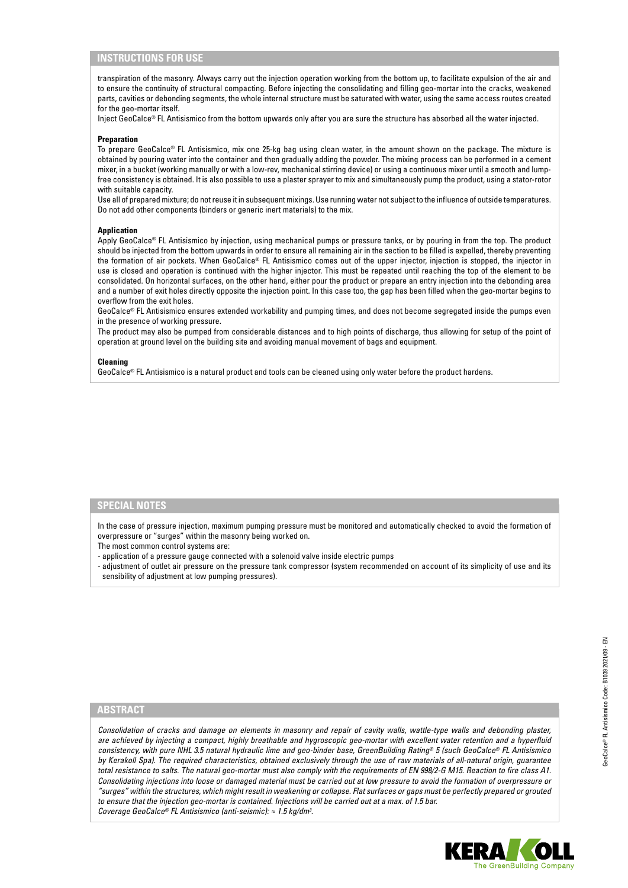## INSTRUCTIONS FOR USE

transpiration of the masonry. Always carry out the injection operation working from the bottom up, to facilitate expulsion of the air and to ensure the continuity of structural compacting. Before injecting the consolidating and filling geo-mortar into the cracks, weakened parts, cavities or debonding segments, the whole internal structure must be saturated with water, using the same access routes created for the geo-mortar itself.

Inject GeoCalce® FL Antisismico from the bottom upwards only after you are sure the structure has absorbed all the water injected.

**Preparation**

To prepare GeoCalce® FL Antisismico, mix one 25-kg bag using clean water, in the amount shown on the package. The mixture is obtained by pouring water into the container and then gradually adding the powder. The mixing process can be performed in a cement mixer, in a bucket (working manually or with a low-rev, mechanical stirring device) or using a continuous mixer until a smooth and lump-free consistency is obtained. It is also possible to use a plaster sprayer to mix and simultaneously pump the product, using a stator-rotor with suitable capacity.

Use all of prepared mixture; do not reuse it in subsequent mixings. Use running water not subject to the influence of outside temperatures. Do not add other components (binders or generic inert materials) to the mix.

**Application**

Apply GeoCalce® FL Antisismico by injection, using mechanical pumps or pressure tanks, or by pouring in from the top. The product should be injected from the bottom upwards in order to ensure all remaining air in the section to be filled is expelled, thereby preventing the formation of air pockets. When GeoCalce® FL Antisismico comes out of the upper injector, injection is stopped, the injector in use is closed and operation is continued with the higher injector. This must be repeated until reaching the top of the element to be consolidated. On horizontal surfaces, on the other hand, either pour the product or prepare an entry injection into the debonding area and a number of exit holes directly opposite the injection point. In this case too, the gap has been filled when the geo-mortar begins to overflow from the exit holes.

GeoCalce® FL Antisismico ensures extended workability and pumping times, and does not become segregated inside the pumps even in the presence of working pressure.

The product may also be pumped from considerable distances and to high points of discharge, thus allowing for setup of the point of operation at ground level on the building site and avoiding manual movement of bags and equipment.

**Cleaning**

GeoCalce® FL Antisismico is a natural product and tools can be cleaned using only water before the product hardens.

## SPECIAL NOTES

In the case of pressure injection, maximum pumping pressure must be monitored and automatically checked to avoid the formation of overpressure or "surges" within the masonry being worked on.

The most common control systems are:

- application of a pressure gauge connected with a solenoid valve inside electric pumps
- adjustment of outlet air pressure on the pressure tank compressor (system recommended on account of its simplicity of use and its sensibility of adjustment at low pumping pressures).

## ABSTRACT

*Consolidation of cracks and damage on elements in masonry and repair of cavity walls, wattle-type walls and debonding plaster, are achieved by injecting a compact, highly breathable and hygroscopic geo-mortar with excellent water retention and a hyperfluid consistency, with pure NHL 3.5 natural hydraulic lime and geo-binder base, GreenBuilding Rating® 5 (such GeoCalce® FL Antisismico by Kerakoll Spa). The required characteristics, obtained exclusively through the use of raw materials of all-natural origin, guarantee total resistance to salts. The natural geo-mortar must also comply with the requirements of EN 998/2-G M15. Reaction to fire class A1. Consolidating injections into loose or damaged material must be carried out at low pressure to avoid the formation of overpressure or "surges" within the structures, which might result in weakening or collapse. Flat surfaces or gaps must be perfectly prepared or grouted to ensure that the injection geo-mortar is contained. Injections will be carried out at a max. of 1.5 bar.*

*Coverage GeoCalce® FL Antisismico (anti-seismic): ≈ 1.5 kg/dm³.*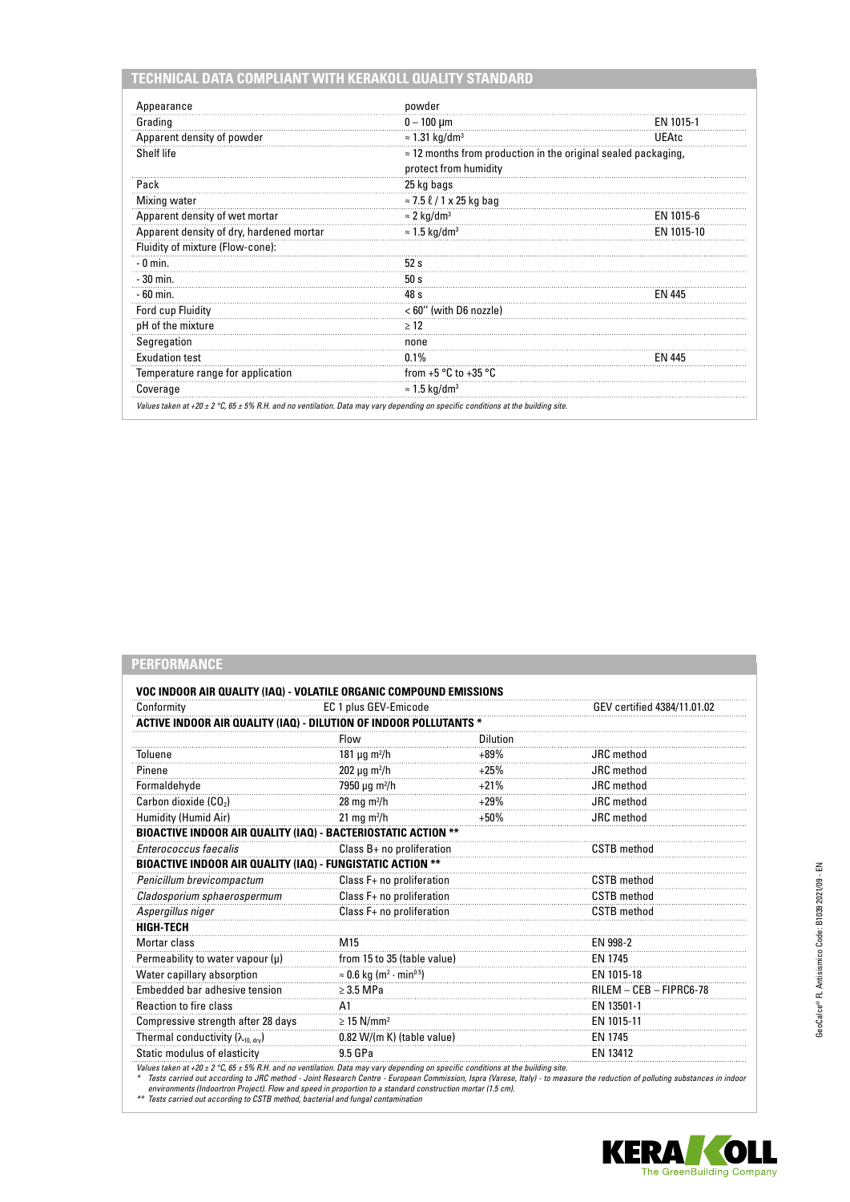## TECHNICAL DATA COMPLIANT WITH KERAKOLL QUALITY STANDARD

| | | |
|---|---|---|
| Appearance | powder | |
| Grading | 0 – 100 µm | EN 1015-1 |
| Apparent density of powder | ≈ 1.31 kg/dm³ | UEAtc |
| Shelf life | ≈ 12 months from production in the original sealed packaging, protect from humidity | |
| Pack | 25 kg bags | |
| Mixing water | ≈ 7.5 ℓ / 1 x 25 kg bag | |
| Apparent density of wet mortar | ≈ 2 kg/dm³ | EN 1015-6 |
| Apparent density of dry, hardened mortar | ≈ 1.5 kg/dm³ | EN 1015-10 |
| Fluidity of mixture (Flow-cone): | | |
| - 0 min. | 52 s | |
| - 30 min. | 50 s | |
| - 60 min. | 48 s | EN 445 |
| Ford cup Fluidity | < 60'' (with D6 nozzle) | |
| pH of the mixture | ≥ 12 | |
| Segregation | none | |
| Exudation test | 0.1% | EN 445 |
| Temperature range for application | from +5 °C to +35 °C | |
| Coverage | ≈ 1.5 kg/dm³ | |

*Values taken at +20 ± 2 °C, 65 ± 5% R.H. and no ventilation. Data may vary depending on specific conditions at the building site.*

## PERFORMANCE

| | | | |
|---|---|---|---|
| **VOC INDOOR AIR QUALITY (IAQ) - VOLATILE ORGANIC COMPOUND EMISSIONS** | | | |
| Conformity | EC 1 plus GEV-Emicode | | GEV certified 4384/11.01.02 |
| **ACTIVE INDOOR AIR QUALITY (IAQ) - DILUTION OF INDOOR POLLUTANTS \*** | | | |
| | Flow | Dilution | |
| Toluene | 181 µg m²/h | +89% | JRC method |
| Pinene | 202 µg m²/h | +25% | JRC method |
| Formaldehyde | 7950 µg m²/h | +21% | JRC method |
| Carbon dioxide ($CO_2$) | 28 mg m²/h | +29% | JRC method |
| Humidity (Humid Air) | 21 mg m²/h | +50% | JRC method |
| **BIOACTIVE INDOOR AIR QUALITY (IAQ) - BACTERIOSTATIC ACTION \*\*** | | | |
| *Enterococcus faecalis* | Class B+ no proliferation | | CSTB method |
| **BIOACTIVE INDOOR AIR QUALITY (IAQ) - FUNGISTATIC ACTION \*\*** | | | |
| *Penicillum brevicompactum* | Class F+ no proliferation | | CSTB method |
| *Cladosporium sphaerospermum* | Class F+ no proliferation | | CSTB method |
| *Aspergillus niger* | Class F+ no proliferation | | CSTB method |
| **HIGH-TECH** | | | |
| Mortar class | M15 | | EN 998-2 |
| Permeability to water vapour (µ) | from 15 to 35 (table value) | | EN 1745 |
| Water capillary absorption | ≈ 0.6 kg (m² · min$^{0.5}$) | | EN 1015-18 |
| Embedded bar adhesive tension | ≥ 3.5 MPa | | RILEM – CEB – FIPRC6-78 |
| Reaction to fire class | A1 | | EN 13501-1 |
| Compressive strength after 28 days | ≥ 15 N/mm² | | EN 1015-11 |
| Thermal conductivity ($\lambda_{10,\,dry}$) | 0.82 W/(m K) (table value) | | EN 1745 |
| Static modulus of elasticity | 9.5 GPa | | EN 13412 |

*Values taken at +20 ± 2 °C, 65 ± 5% R.H. and no ventilation. Data may vary depending on specific conditions at the building site.*

*\* Tests carried out according to JRC method - Joint Research Centre - European Commission, Ispra (Varese, Italy) - to measure the reduction of polluting substances in indoor environments (Indoortron Project). Flow and speed in proportion to a standard construction mortar (1.5 cm).*

*\*\* Tests carried out according to CSTB method, bacterial and fungal contamination*

GeoCalce® FL Antisismico Code: B1039 2021/09 - EN

KERAKOLL The GreenBuilding Company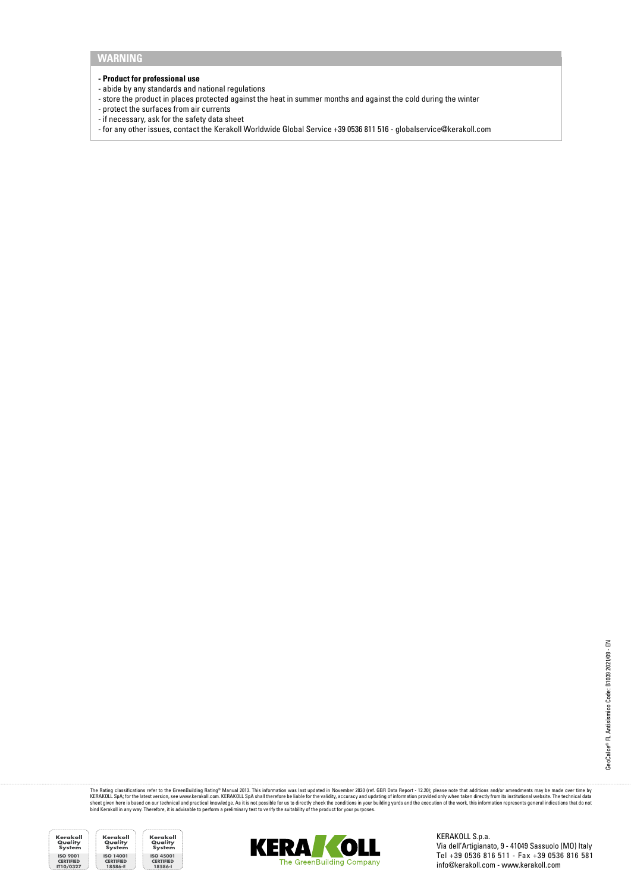## WARNING

- **Product for professional use**
- abide by any standards and national regulations
- store the product in places protected against the heat in summer months and against the cold during the winter
- protect the surfaces from air currents
- if necessary, ask for the safety data sheet
- for any other issues, contact the Kerakoll Worldwide Global Service +39 0536 811 516 - globalservice@kerakoll.com

The Rating classifications refer to the GreenBuilding Rating® Manual 2013. This information was last updated in November 2020 (ref. GBR Data Report - 12.20); please note that additions and/or amendments may be made over time by KERAKOLL SpA; for the latest version, see www.kerakoll.com. KERAKOLL SpA shall therefore be liable for the validity, accuracy and updating of information provided only when taken directly from its institutional website. The technical data sheet given here is based on our technical and practical knowledge. As it is not possible for us to directly check the conditions in your building yards and the execution of the work, this information represents general indications that do not bind Kerakoll in any way. Therefore, it is advisable to perform a preliminary test to verify the suitability of the product for your purposes.

GeoCalce® FL Antisismico Code: B1039 2021/09 - EN

Kerakoll Quality System ISO 9001 CERTIFIED IT10/0327

Kerakoll Quality System ISO 14001 CERTIFIED 18586-E

Kerakoll Quality System ISO 45001 CERTIFIED 18586-I

KERAKOLL The GreenBuilding Company

KERAKOLL S.p.a.
Via dell'Artigianato, 9 - 41049 Sassuolo (MO) Italy
Tel +39 0536 816 511 - Fax +39 0536 816 581
info@kerakoll.com - www.kerakoll.com